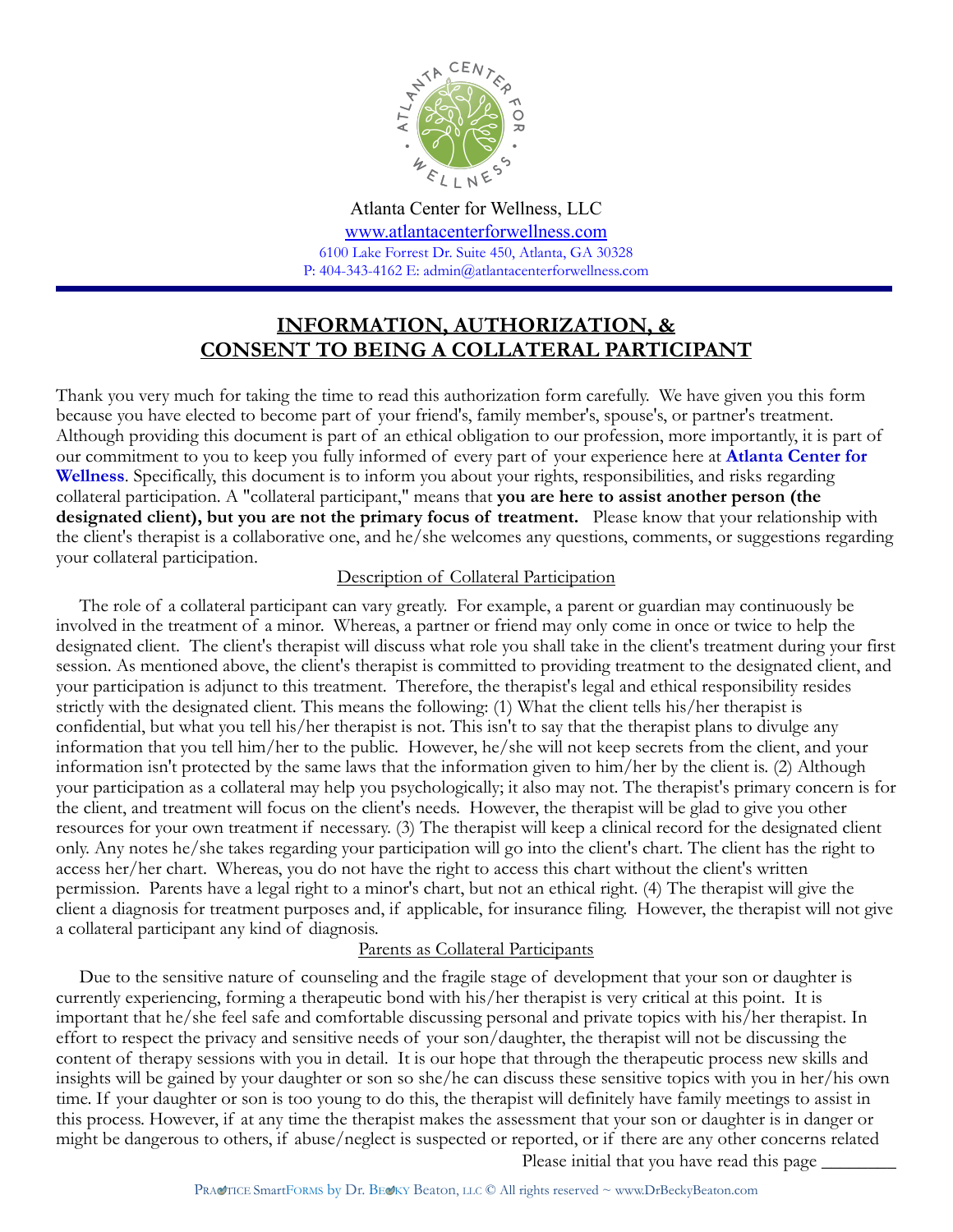Atlanta Center for Wellness, LLC

www.atlantacenterforwellness.com

6100 Lake Forrest Dr. Suite 450, Atlanta, GA 30328

P: 404-343-4162 E: admin@atlantacenterforwellness.com

# INFORMATION, AUTHORIZATION, & CONSENT TO BEING A COLLATERAL PARTICIPANT

Thank you very much for taking the time to read this authorization form carefully. We have given you this form because you have elected to become part of your friend's, family member's, spouse's, or partner's treatment. Although providing this document is part of an ethical obligation to our profession, more importantly, it is part of our commitment to you to keep you fully informed of every part of your experience here at **Atlanta Center for Wellness**. Specifically, this document is to inform you about your rights, responsibilities, and risks regarding collateral participation. A "collateral participant," means that **you are here to assist another person (the designated client), but you are not the primary focus of treatment.** Please know that your relationship with the client's therapist is a collaborative one, and he/she welcomes any questions, comments, or suggestions regarding your collateral participation.

## Description of Collateral Participation

The role of a collateral participant can vary greatly. For example, a parent or guardian may continuously be involved in the treatment of a minor. Whereas, a partner or friend may only come in once or twice to help the designated client. The client's therapist will discuss what role you shall take in the client's treatment during your first session. As mentioned above, the client's therapist is committed to providing treatment to the designated client, and your participation is adjunct to this treatment. Therefore, the therapist's legal and ethical responsibility resides strictly with the designated client. This means the following: (1) What the client tells his/her therapist is confidential, but what you tell his/her therapist is not. This isn't to say that the therapist plans to divulge any information that you tell him/her to the public. However, he/she will not keep secrets from the client, and your information isn't protected by the same laws that the information given to him/her by the client is. (2) Although your participation as a collateral may help you psychologically; it also may not. The therapist's primary concern is for the client, and treatment will focus on the client's needs. However, the therapist will be glad to give you other resources for your own treatment if necessary. (3) The therapist will keep a clinical record for the designated client only. Any notes he/she takes regarding your participation will go into the client's chart. The client has the right to access her/her chart. Whereas, you do not have the right to access this chart without the client's written permission. Parents have a legal right to a minor's chart, but not an ethical right. (4) The therapist will give the client a diagnosis for treatment purposes and, if applicable, for insurance filing. However, the therapist will not give a collateral participant any kind of diagnosis.

## Parents as Collateral Participants

Due to the sensitive nature of counseling and the fragile stage of development that your son or daughter is currently experiencing, forming a therapeutic bond with his/her therapist is very critical at this point. It is important that he/she feel safe and comfortable discussing personal and private topics with his/her therapist. In effort to respect the privacy and sensitive needs of your son/daughter, the therapist will not be discussing the content of therapy sessions with you in detail. It is our hope that through the therapeutic process new skills and insights will be gained by your daughter or son so she/he can discuss these sensitive topics with you in her/his own time. If your daughter or son is too young to do this, the therapist will definitely have family meetings to assist in this process. However, if at any time the therapist makes the assessment that your son or daughter is in danger or might be dangerous to others, if abuse/neglect is suspected or reported, or if there are any other concerns related

Please initial that you have read this page ________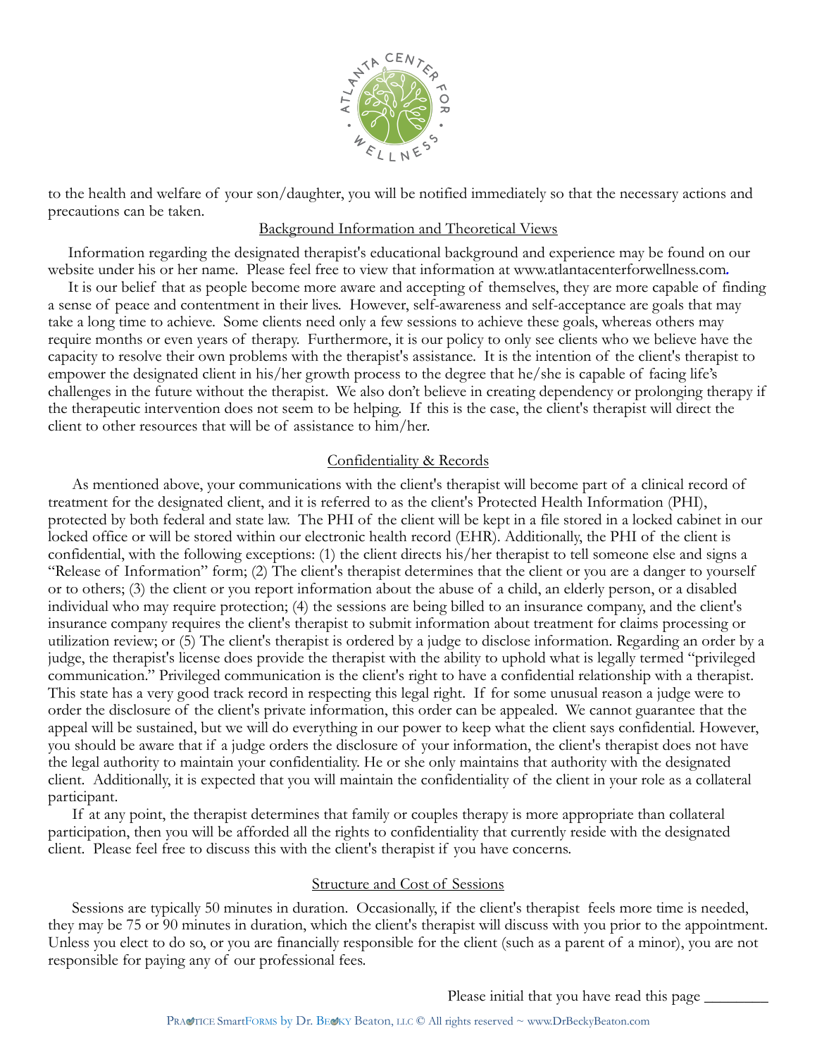to the health and welfare of your son/daughter, you will be notified immediately so that the necessary actions and precautions can be taken.

## Background Information and Theoretical Views

Information regarding the designated therapist's educational background and experience may be found on our website under his or her name. Please feel free to view that information at www.atlantacenterforwellness.com.

It is our belief that as people become more aware and accepting of themselves, they are more capable of finding a sense of peace and contentment in their lives. However, self-awareness and self-acceptance are goals that may take a long time to achieve. Some clients need only a few sessions to achieve these goals, whereas others may require months or even years of therapy. Furthermore, it is our policy to only see clients who we believe have the capacity to resolve their own problems with the therapist's assistance. It is the intention of the client's therapist to empower the designated client in his/her growth process to the degree that he/she is capable of facing life's challenges in the future without the therapist. We also don't believe in creating dependency or prolonging therapy if the therapeutic intervention does not seem to be helping. If this is the case, the client's therapist will direct the client to other resources that will be of assistance to him/her.

## Confidentiality & Records

As mentioned above, your communications with the client's therapist will become part of a clinical record of treatment for the designated client, and it is referred to as the client's Protected Health Information (PHI), protected by both federal and state law. The PHI of the client will be kept in a file stored in a locked cabinet in our locked office or will be stored within our electronic health record (EHR). Additionally, the PHI of the client is confidential, with the following exceptions: (1) the client directs his/her therapist to tell someone else and signs a "Release of Information" form; (2) The client's therapist determines that the client or you are a danger to yourself or to others; (3) the client or you report information about the abuse of a child, an elderly person, or a disabled individual who may require protection; (4) the sessions are being billed to an insurance company, and the client's insurance company requires the client's therapist to submit information about treatment for claims processing or utilization review; or (5) The client's therapist is ordered by a judge to disclose information. Regarding an order by a judge, the therapist's license does provide the therapist with the ability to uphold what is legally termed "privileged communication." Privileged communication is the client's right to have a confidential relationship with a therapist. This state has a very good track record in respecting this legal right. If for some unusual reason a judge were to order the disclosure of the client's private information, this order can be appealed. We cannot guarantee that the appeal will be sustained, but we will do everything in our power to keep what the client says confidential. However, you should be aware that if a judge orders the disclosure of your information, the client's therapist does not have the legal authority to maintain your confidentiality. He or she only maintains that authority with the designated client. Additionally, it is expected that you will maintain the confidentiality of the client in your role as a collateral participant.

If at any point, the therapist determines that family or couples therapy is more appropriate than collateral participation, then you will be afforded all the rights to confidentiality that currently reside with the designated client. Please feel free to discuss this with the client's therapist if you have concerns.

## Structure and Cost of Sessions

Sessions are typically 50 minutes in duration. Occasionally, if the client's therapist feels more time is needed, they may be 75 or 90 minutes in duration, which the client's therapist will discuss with you prior to the appointment. Unless you elect to do so, or you are financially responsible for the client (such as a parent of a minor), you are not responsible for paying any of our professional fees.

Please initial that you have read this page ________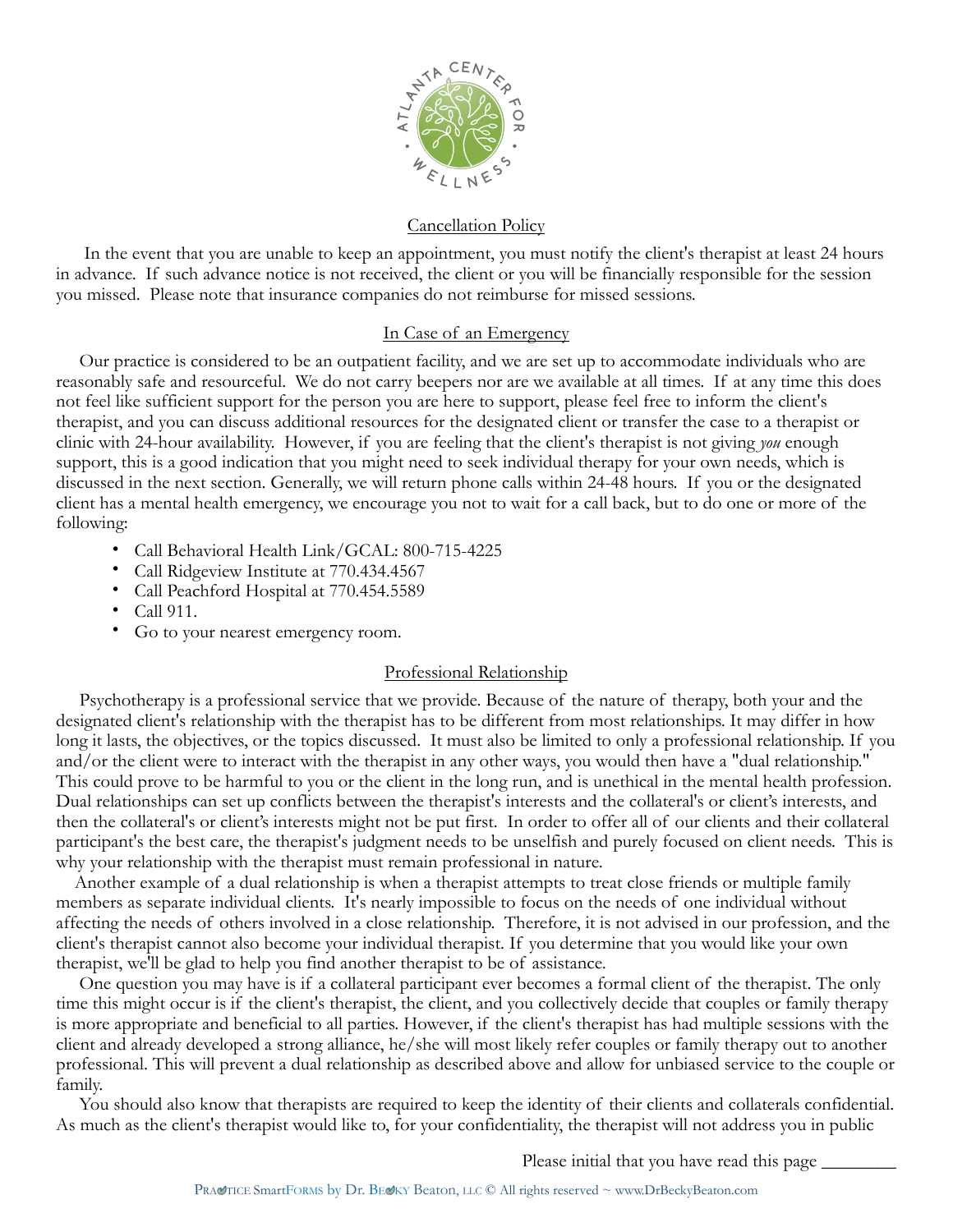## Cancellation Policy

In the event that you are unable to keep an appointment, you must notify the client's therapist at least 24 hours in advance. If such advance notice is not received, the client or you will be financially responsible for the session you missed. Please note that insurance companies do not reimburse for missed sessions.

## In Case of an Emergency

Our practice is considered to be an outpatient facility, and we are set up to accommodate individuals who are reasonably safe and resourceful. We do not carry beepers nor are we available at all times. If at any time this does not feel like sufficient support for the person you are here to support, please feel free to inform the client's therapist, and you can discuss additional resources for the designated client or transfer the case to a therapist or clinic with 24-hour availability. However, if you are feeling that the client's therapist is not giving *you* enough support, this is a good indication that you might need to seek individual therapy for your own needs, which is discussed in the next section. Generally, we will return phone calls within 24-48 hours. If you or the designated client has a mental health emergency, we encourage you not to wait for a call back, but to do one or more of the following:

- Call Behavioral Health Link/GCAL: 800-715-4225
- Call Ridgeview Institute at 770.434.4567
- Call Peachford Hospital at 770.454.5589
- Call 911.
- Go to your nearest emergency room.

## Professional Relationship

Psychotherapy is a professional service that we provide. Because of the nature of therapy, both your and the designated client's relationship with the therapist has to be different from most relationships. It may differ in how long it lasts, the objectives, or the topics discussed. It must also be limited to only a professional relationship. If you and/or the client were to interact with the therapist in any other ways, you would then have a "dual relationship." This could prove to be harmful to you or the client in the long run, and is unethical in the mental health profession. Dual relationships can set up conflicts between the therapist's interests and the collateral's or client's interests, and then the collateral's or client's interests might not be put first. In order to offer all of our clients and their collateral participant's the best care, the therapist's judgment needs to be unselfish and purely focused on client needs. This is why your relationship with the therapist must remain professional in nature.

Another example of a dual relationship is when a therapist attempts to treat close friends or multiple family members as separate individual clients. It's nearly impossible to focus on the needs of one individual without affecting the needs of others involved in a close relationship. Therefore, it is not advised in our profession, and the client's therapist cannot also become your individual therapist. If you determine that you would like your own therapist, we'll be glad to help you find another therapist to be of assistance.

One question you may have is if a collateral participant ever becomes a formal client of the therapist. The only time this might occur is if the client's therapist, the client, and you collectively decide that couples or family therapy is more appropriate and beneficial to all parties. However, if the client's therapist has had multiple sessions with the client and already developed a strong alliance, he/she will most likely refer couples or family therapy out to another professional. This will prevent a dual relationship as described above and allow for unbiased service to the couple or family.

You should also know that therapists are required to keep the identity of their clients and collaterals confidential. As much as the client's therapist would like to, for your confidentiality, the therapist will not address you in public

Please initial that you have read this page ________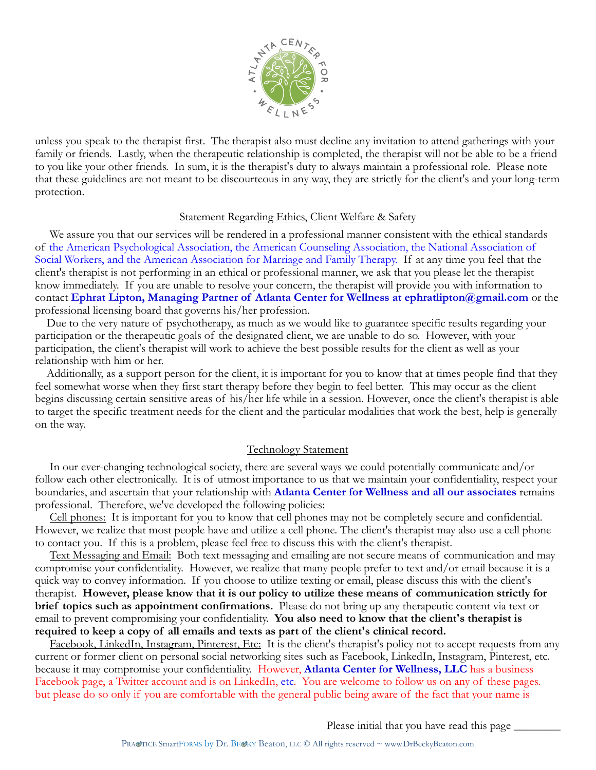unless you speak to the therapist first. The therapist also must decline any invitation to attend gatherings with your family or friends. Lastly, when the therapeutic relationship is completed, the therapist will not be able to be a friend to you like your other friends. In sum, it is the therapist's duty to always maintain a professional role. Please note that these guidelines are not meant to be discourteous in any way, they are strictly for the client's and your long-term protection.

## Statement Regarding Ethics, Client Welfare & Safety

We assure you that our services will be rendered in a professional manner consistent with the ethical standards of the American Psychological Association, the American Counseling Association, the National Association of Social Workers, and the American Association for Marriage and Family Therapy. If at any time you feel that the client's therapist is not performing in an ethical or professional manner, we ask that you please let the therapist know immediately. If you are unable to resolve your concern, the therapist will provide you with information to contact **Ephrat Lipton, Managing Partner of Atlanta Center for Wellness at ephratlipton@gmail.com** or the professional licensing board that governs his/her profession.

Due to the very nature of psychotherapy, as much as we would like to guarantee specific results regarding your participation or the therapeutic goals of the designated client, we are unable to do so. However, with your participation, the client's therapist will work to achieve the best possible results for the client as well as your relationship with him or her.

Additionally, as a support person for the client, it is important for you to know that at times people find that they feel somewhat worse when they first start therapy before they begin to feel better. This may occur as the client begins discussing certain sensitive areas of his/her life while in a session. However, once the client's therapist is able to target the specific treatment needs for the client and the particular modalities that work the best, help is generally on the way.

## Technology Statement

In our ever-changing technological society, there are several ways we could potentially communicate and/or follow each other electronically. It is of utmost importance to us that we maintain your confidentiality, respect your boundaries, and ascertain that your relationship with **Atlanta Center for Wellness and all our associates** remains professional. Therefore, we've developed the following policies:

Cell phones: It is important for you to know that cell phones may not be completely secure and confidential. However, we realize that most people have and utilize a cell phone. The client's therapist may also use a cell phone to contact you. If this is a problem, please feel free to discuss this with the client's therapist.

Text Messaging and Email: Both text messaging and emailing are not secure means of communication and may compromise your confidentiality. However, we realize that many people prefer to text and/or email because it is a quick way to convey information. If you choose to utilize texting or email, please discuss this with the client's therapist. **However, please know that it is our policy to utilize these means of communication strictly for brief topics such as appointment confirmations.** Please do not bring up any therapeutic content via text or email to prevent compromising your confidentiality. **You also need to know that the client's therapist is required to keep a copy of all emails and texts as part of the client's clinical record.**

Facebook, LinkedIn, Instagram, Pinterest, Etc: It is the client's therapist's policy not to accept requests from any current or former client on personal social networking sites such as Facebook, LinkedIn, Instagram, Pinterest, etc. because it may compromise your confidentiality. However, **Atlanta Center for Wellness, LLC** has a business Facebook page, a Twitter account and is on LinkedIn, etc. You are welcome to follow us on any of these pages. but please do so only if you are comfortable with the general public being aware of the fact that your name is

Please initial that you have read this page ________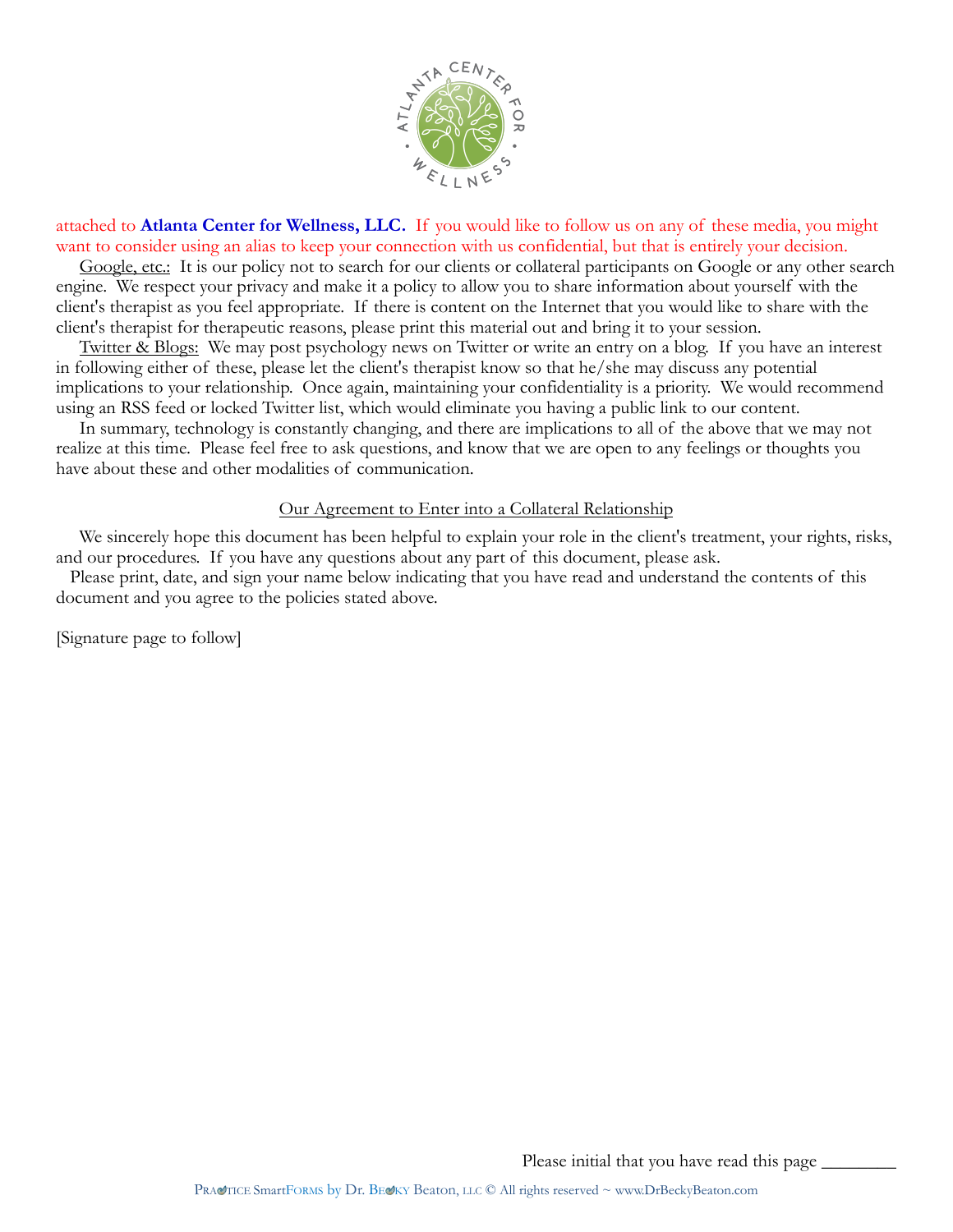attached to **Atlanta Center for Wellness, LLC.** If you would like to follow us on any of these media, you might want to consider using an alias to keep your connection with us confidential, but that is entirely your decision.

Google, etc.: It is our policy not to search for our clients or collateral participants on Google or any other search engine. We respect your privacy and make it a policy to allow you to share information about yourself with the client's therapist as you feel appropriate. If there is content on the Internet that you would like to share with the client's therapist for therapeutic reasons, please print this material out and bring it to your session.

Twitter & Blogs: We may post psychology news on Twitter or write an entry on a blog. If you have an interest in following either of these, please let the client's therapist know so that he/she may discuss any potential implications to your relationship. Once again, maintaining your confidentiality is a priority. We would recommend using an RSS feed or locked Twitter list, which would eliminate you having a public link to our content.

In summary, technology is constantly changing, and there are implications to all of the above that we may not realize at this time. Please feel free to ask questions, and know that we are open to any feelings or thoughts you have about these and other modalities of communication.

## Our Agreement to Enter into a Collateral Relationship

We sincerely hope this document has been helpful to explain your role in the client's treatment, your rights, risks, and our procedures. If you have any questions about any part of this document, please ask.

Please print, date, and sign your name below indicating that you have read and understand the contents of this document and you agree to the policies stated above.

[Signature page to follow]

Please initial that you have read this page ________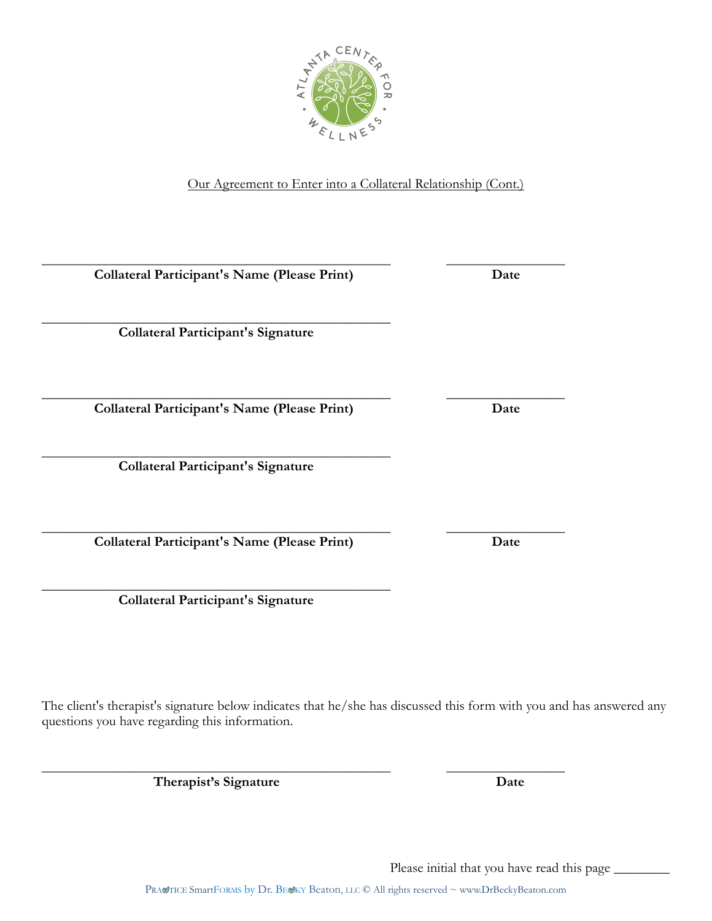Our Agreement to Enter into a Collateral Relationship (Cont.)

_______________________________________________ _______________

**Collateral Participant's Name (Please Print)** **Date**

_______________________________________________

**Collateral Participant's Signature**

_______________________________________________ _______________

**Collateral Participant's Name (Please Print)** **Date**

_______________________________________________

**Collateral Participant's Signature**

_______________________________________________ _______________

**Collateral Participant's Name (Please Print)** **Date**

_______________________________________________

**Collateral Participant's Signature**

The client's therapist's signature below indicates that he/she has discussed this form with you and has answered any questions you have regarding this information.

_______________________________________________ _______________

**Therapist's Signature** **Date**

Please initial that you have read this page ________

Practice SmartForms by Dr. Becky Beaton, LLC © All rights reserved ~ www.DrBeckyBeaton.com